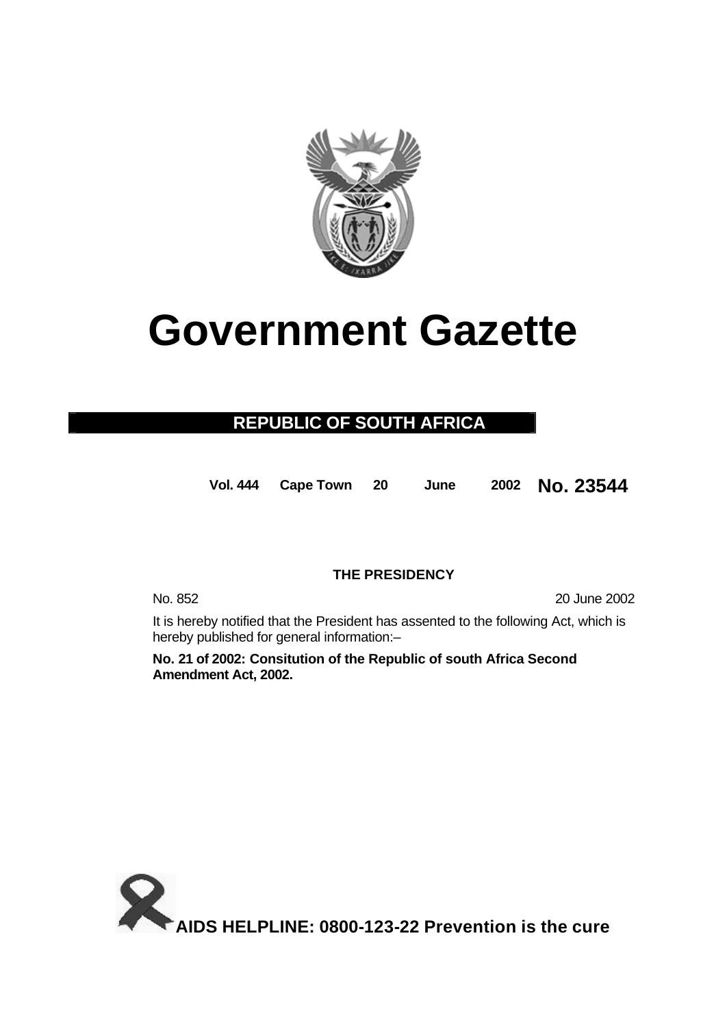# Government Gazette

**REPUBLIC OF SOUTH AFRICA**

**Vol. 444 Cape Town 20 June 2002 No. 23544**

**THE PRESIDENCY**

No. 852 20 June 2002

It is hereby notified that the President has assented to the following Act, which is hereby published for general information:–

**No. 21 of 2002: Consitution of the Republic of south Africa Second Amendment Act, 2002.**

**AIDS HELPLINE: 0800-123-22 Prevention is the cure**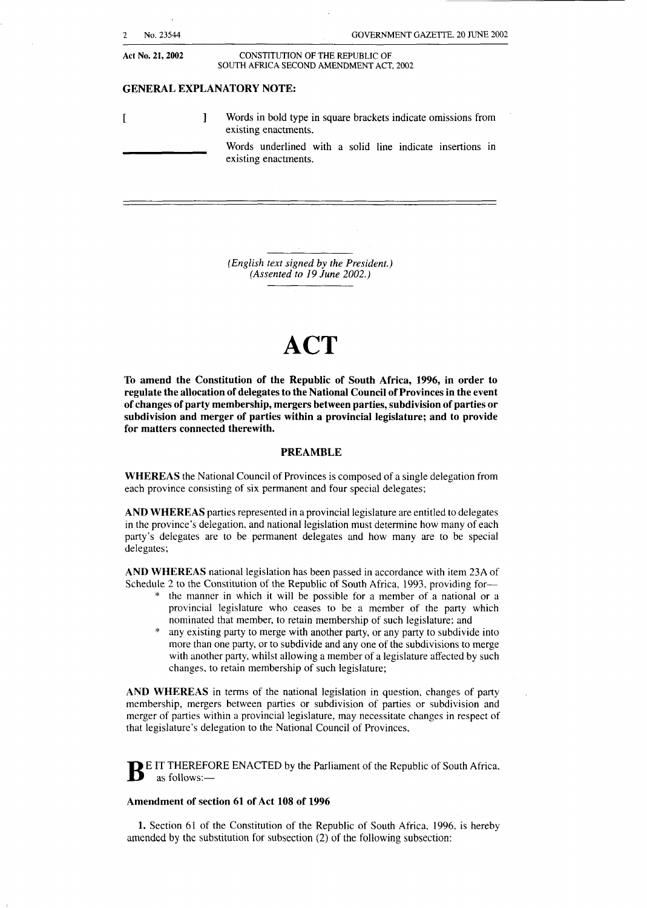Act No. 21, 2002 — CONSTITUTION OF THE REPUBLIC OF SOUTH AFRICA SECOND AMENDMENT ACT, 2002

**GENERAL EXPLANATORY NOTE:**

[ ] Words in bold type in square brackets indicate omissions from existing enactments.

\_\_\_\_\_\_\_\_ Words underlined with a solid line indicate insertions in existing enactments.

---

*(English text signed by the President.)*
*(Assented to 19 June 2002.)*

# ACT

**To amend the Constitution of the Republic of South Africa, 1996, in order to regulate the allocation of delegates to the National Council of Provinces in the event of changes of party membership, mergers between parties, subdivision of parties or subdivision and merger of parties within a provincial legislature; and to provide for matters connected therewith.**

## PREAMBLE

**WHEREAS** the National Council of Provinces is composed of a single delegation from each province consisting of six permanent and four special delegates;

**AND WHEREAS** parties represented in a provincial legislature are entitled to delegates in the province's delegation, and national legislation must determine how many of each party's delegates are to be permanent delegates and how many are to be special delegates;

**AND WHEREAS** national legislation has been passed in accordance with item 23A of Schedule 2 to the Constitution of the Republic of South Africa, 1993, providing for—

* the manner in which it will be possible for a member of a national or a provincial legislature who ceases to be a member of the party which nominated that member, to retain membership of such legislature; and
* any existing party to merge with another party, or any party to subdivide into more than one party, or to subdivide and any one of the subdivisions to merge with another party, whilst allowing a member of a legislature affected by such changes, to retain membership of such legislature;

**AND WHEREAS** in terms of the national legislation in question, changes of party membership, mergers between parties or subdivision of parties or subdivision and merger of parties within a provincial legislature, may necessitate changes in respect of that legislature's delegation to the National Council of Provinces,

**BE IT THEREFORE ENACTED** by the Parliament of the Republic of South Africa, as follows:—

### Amendment of section 61 of Act 108 of 1996

**1.** Section 61 of the Constitution of the Republic of South Africa, 1996, is hereby amended by the substitution for subsection (2) of the following subsection: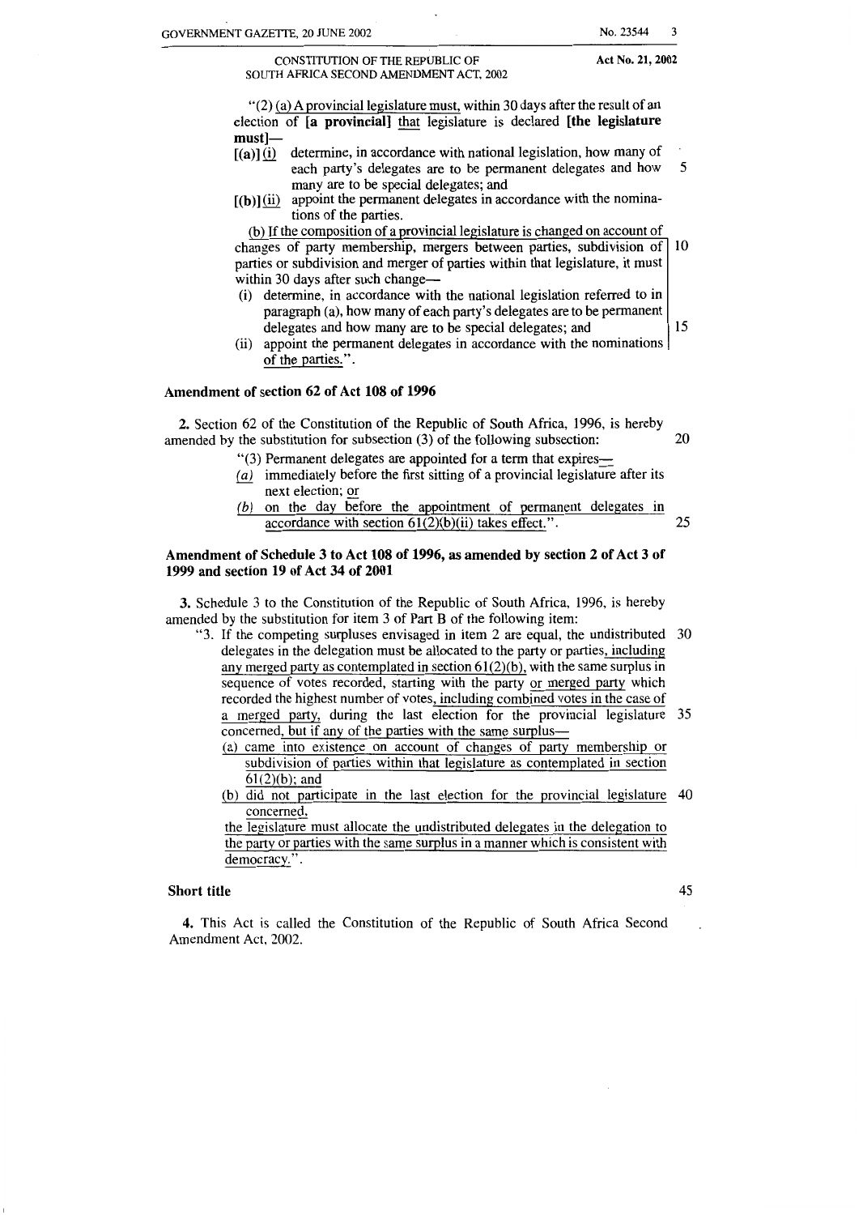"(2) (a) A provincial legislature must, within 30 days after the result of an election of **[a provincial]** that legislature is declared **[the legislature must]**—

**[(a)]** (i) determine, in accordance with national legislation, how many of each party's delegates are to be permanent delegates and how many are to be special delegates; and

**[(b)]** (ii) appoint the permanent delegates in accordance with the nominations of the parties.

(b) If the composition of a provincial legislature is changed on account of changes of party membership, mergers between parties, subdivision of parties or subdivision and merger of parties within that legislature, it must within 30 days after such change—

(i) determine, in accordance with the national legislation referred to in paragraph (a), how many of each party's delegates are to be permanent delegates and how many are to be special delegates; and

(ii) appoint the permanent delegates in accordance with the nominations of the parties.".

### Amendment of section 62 of Act 108 of 1996

**2.** Section 62 of the Constitution of the Republic of South Africa, 1996, is hereby amended by the substitution for subsection (3) of the following subsection:

"(3) Permanent delegates are appointed for a term that expires—

*(a)* immediately before the first sitting of a provincial legislature after its next election; or

*(b)* on the day before the appointment of permanent delegates in accordance with section 61(2)(b)(ii) takes effect.".

### Amendment of Schedule 3 to Act 108 of 1996, as amended by section 2 of Act 3 of 1999 and section 19 of Act 34 of 2001

**3.** Schedule 3 to the Constitution of the Republic of South Africa, 1996, is hereby amended by the substitution for item 3 of Part B of the following item:

"3. If the competing surpluses envisaged in item 2 are equal, the undistributed delegates in the delegation must be allocated to the party or parties, including any merged party as contemplated in section 61(2)(b), with the same surplus in sequence of votes recorded, starting with the party or merged party which recorded the highest number of votes, including combined votes in the case of a merged party, during the last election for the provincial legislature concerned, but if any of the parties with the same surplus—

(a) came into existence on account of changes of party membership or subdivision of parties within that legislature as contemplated in section 61(2)(b); and

(b) did not participate in the last election for the provincial legislature concerned,

the legislature must allocate the undistributed delegates in the delegation to the party or parties with the same surplus in a manner which is consistent with democracy.".

### Short title

**4.** This Act is called the Constitution of the Republic of South Africa Second Amendment Act, 2002.